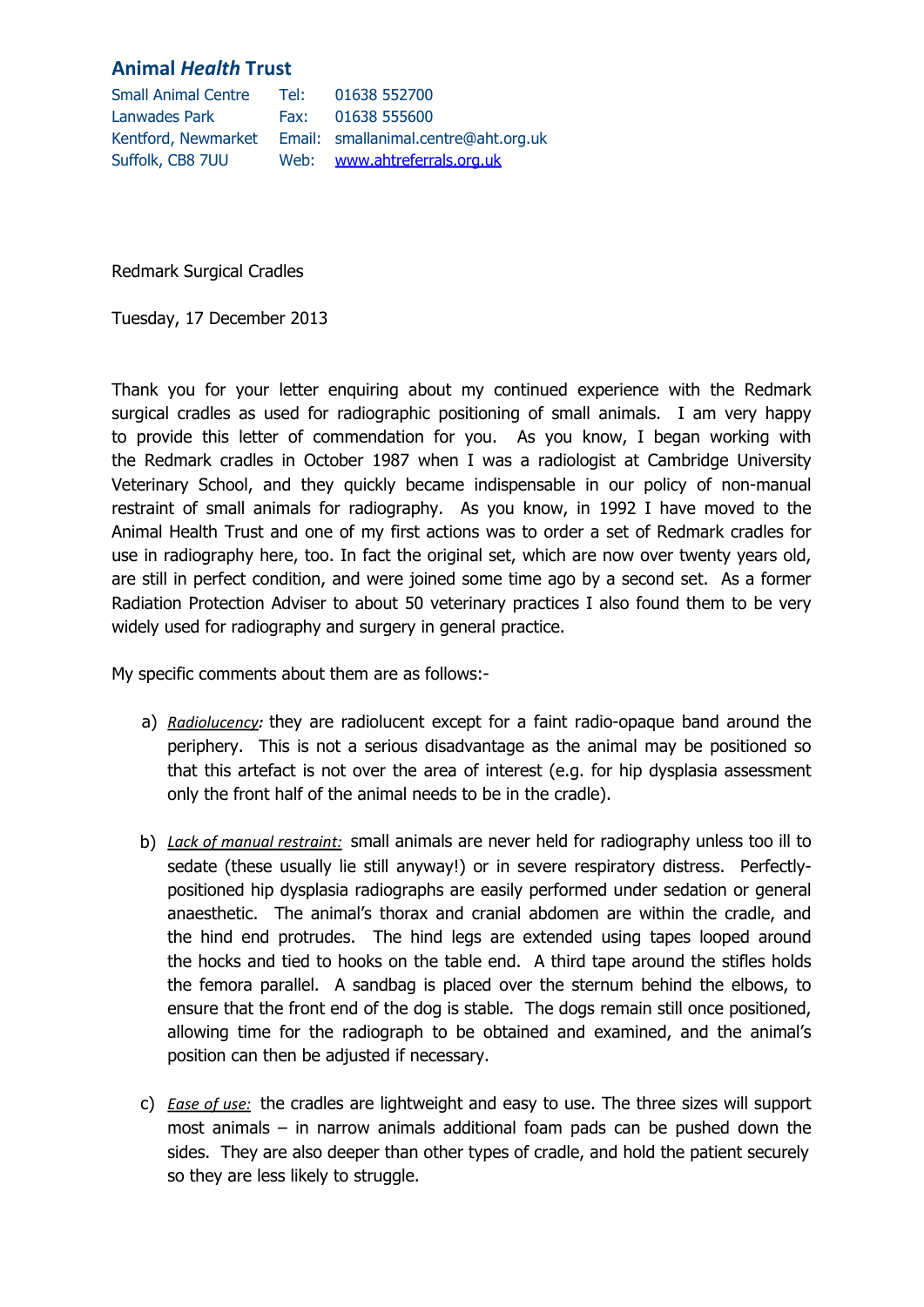## Animal *Health* Trust

Small Animal Centre
Lanwades Park
Kentford, Newmarket
Suffolk, CB8 7UU

Tel: 01638 552700
Fax: 01638 555600
Email: smallanimal.centre@aht.org.uk
Web: [www.ahtreferrals.org.uk](http://www.ahtreferrals.org.uk)

Redmark Surgical Cradles

Tuesday, 17 December 2013

Thank you for your letter enquiring about my continued experience with the Redmark surgical cradles as used for radiographic positioning of small animals. I am very happy to provide this letter of commendation for you. As you know, I began working with the Redmark cradles in October 1987 when I was a radiologist at Cambridge University Veterinary School, and they quickly became indispensable in our policy of non-manual restraint of small animals for radiography. As you know, in 1992 I have moved to the Animal Health Trust and one of my first actions was to order a set of Redmark cradles for use in radiography here, too. In fact the original set, which are now over twenty years old, are still in perfect condition, and were joined some time ago by a second set. As a former Radiation Protection Adviser to about 50 veterinary practices I also found them to be very widely used for radiography and surgery in general practice.

My specific comments about them are as follows:-

a) ***Radiolucency:*** they are radiolucent except for a faint radio-opaque band around the periphery. This is not a serious disadvantage as the animal may be positioned so that this artefact is not over the area of interest (e.g. for hip dysplasia assessment only the front half of the animal needs to be in the cradle).

b) ***Lack of manual restraint:*** small animals are never held for radiography unless too ill to sedate (these usually lie still anyway!) or in severe respiratory distress. Perfectly-positioned hip dysplasia radiographs are easily performed under sedation or general anaesthetic. The animal's thorax and cranial abdomen are within the cradle, and the hind end protrudes. The hind legs are extended using tapes looped around the hocks and tied to hooks on the table end. A third tape around the stifles holds the femora parallel. A sandbag is placed over the sternum behind the elbows, to ensure that the front end of the dog is stable. The dogs remain still once positioned, allowing time for the radiograph to be obtained and examined, and the animal's position can then be adjusted if necessary.

c) ***Ease of use:*** the cradles are lightweight and easy to use. The three sizes will support most animals – in narrow animals additional foam pads can be pushed down the sides. They are also deeper than other types of cradle, and hold the patient securely so they are less likely to struggle.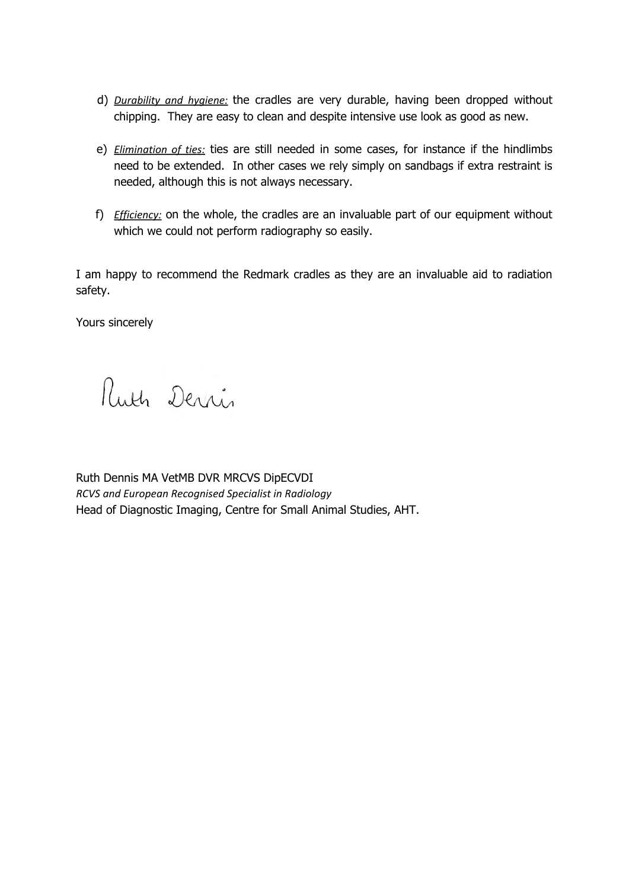d) <u>*Durability and hygiene:*</u> the cradles are very durable, having been dropped without chipping. They are easy to clean and despite intensive use look as good as new.

e) <u>*Elimination of ties:*</u> ties are still needed in some cases, for instance if the hindlimbs need to be extended. In other cases we rely simply on sandbags if extra restraint is needed, although this is not always necessary.

f) <u>*Efficiency:*</u> on the whole, the cradles are an invaluable part of our equipment without which we could not perform radiography so easily.

I am happy to recommend the Redmark cradles as they are an invaluable aid to radiation safety.

Yours sincerely

Ruth Dennis

Ruth Dennis MA VetMB DVR MRCVS DipECVDI
*RCVS and European Recognised Specialist in Radiology*
Head of Diagnostic Imaging, Centre for Small Animal Studies, AHT.